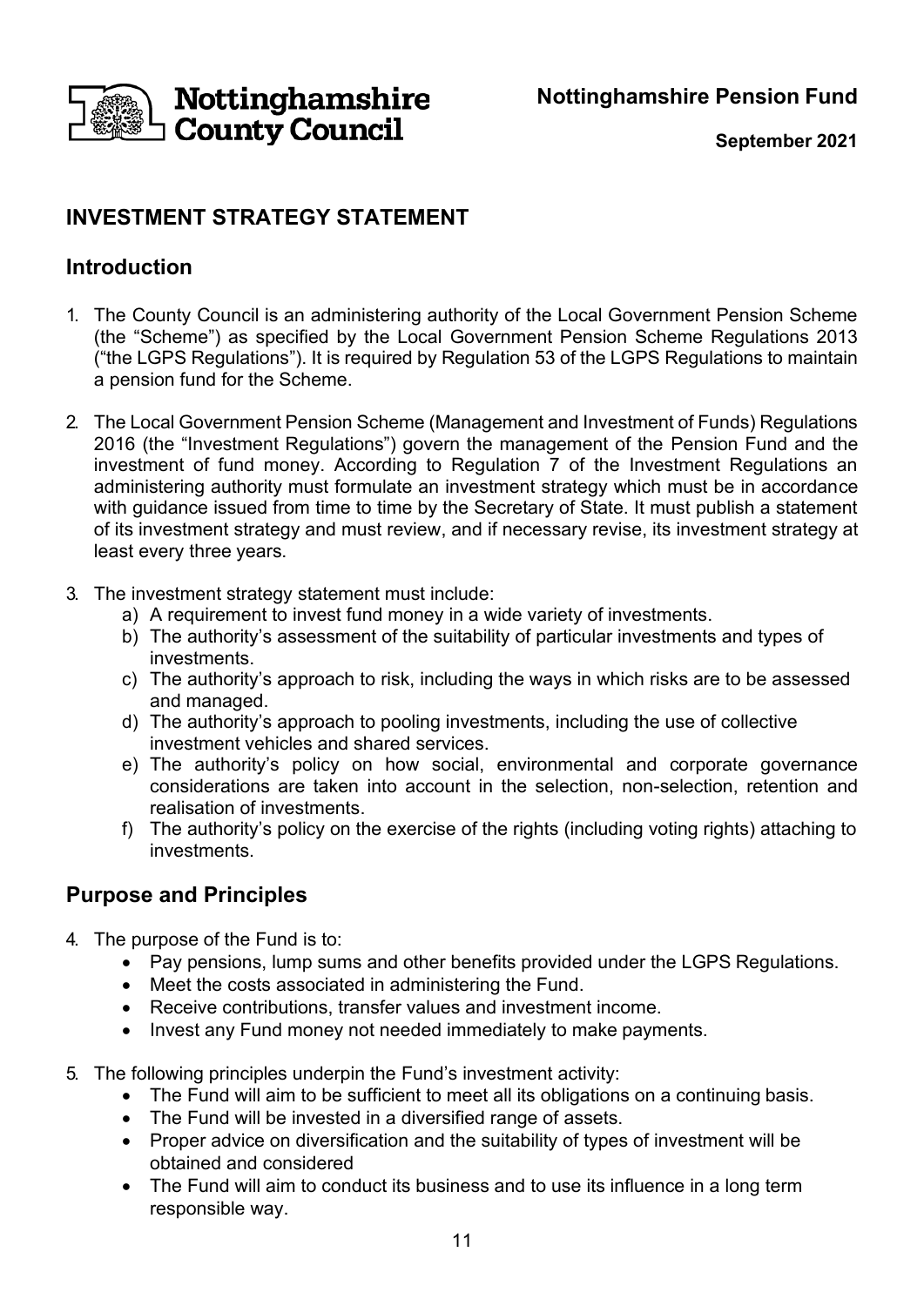# Nottinghamshire Pension Fund

September 2021

## INVESTMENT STRATEGY STATEMENT

### Introduction

1. The County Council is an administering authority of the Local Government Pension Scheme (the "Scheme") as specified by the Local Government Pension Scheme Regulations 2013 ("the LGPS Regulations"). It is required by Regulation 53 of the LGPS Regulations to maintain a pension fund for the Scheme.

2. The Local Government Pension Scheme (Management and Investment of Funds) Regulations 2016 (the "Investment Regulations") govern the management of the Pension Fund and the investment of fund money. According to Regulation 7 of the Investment Regulations an administering authority must formulate an investment strategy which must be in accordance with guidance issued from time to time by the Secretary of State. It must publish a statement of its investment strategy and must review, and if necessary revise, its investment strategy at least every three years.

3. The investment strategy statement must include:
   a) A requirement to invest fund money in a wide variety of investments.
   b) The authority's assessment of the suitability of particular investments and types of investments.
   c) The authority's approach to risk, including the ways in which risks are to be assessed and managed.
   d) The authority's approach to pooling investments, including the use of collective investment vehicles and shared services.
   e) The authority's policy on how social, environmental and corporate governance considerations are taken into account in the selection, non-selection, retention and realisation of investments.
   f) The authority's policy on the exercise of the rights (including voting rights) attaching to investments.

### Purpose and Principles

4. The purpose of the Fund is to:
   - Pay pensions, lump sums and other benefits provided under the LGPS Regulations.
   - Meet the costs associated in administering the Fund.
   - Receive contributions, transfer values and investment income.
   - Invest any Fund money not needed immediately to make payments.

5. The following principles underpin the Fund's investment activity:
   - The Fund will aim to be sufficient to meet all its obligations on a continuing basis.
   - The Fund will be invested in a diversified range of assets.
   - Proper advice on diversification and the suitability of types of investment will be obtained and considered
   - The Fund will aim to conduct its business and to use its influence in a long term responsible way.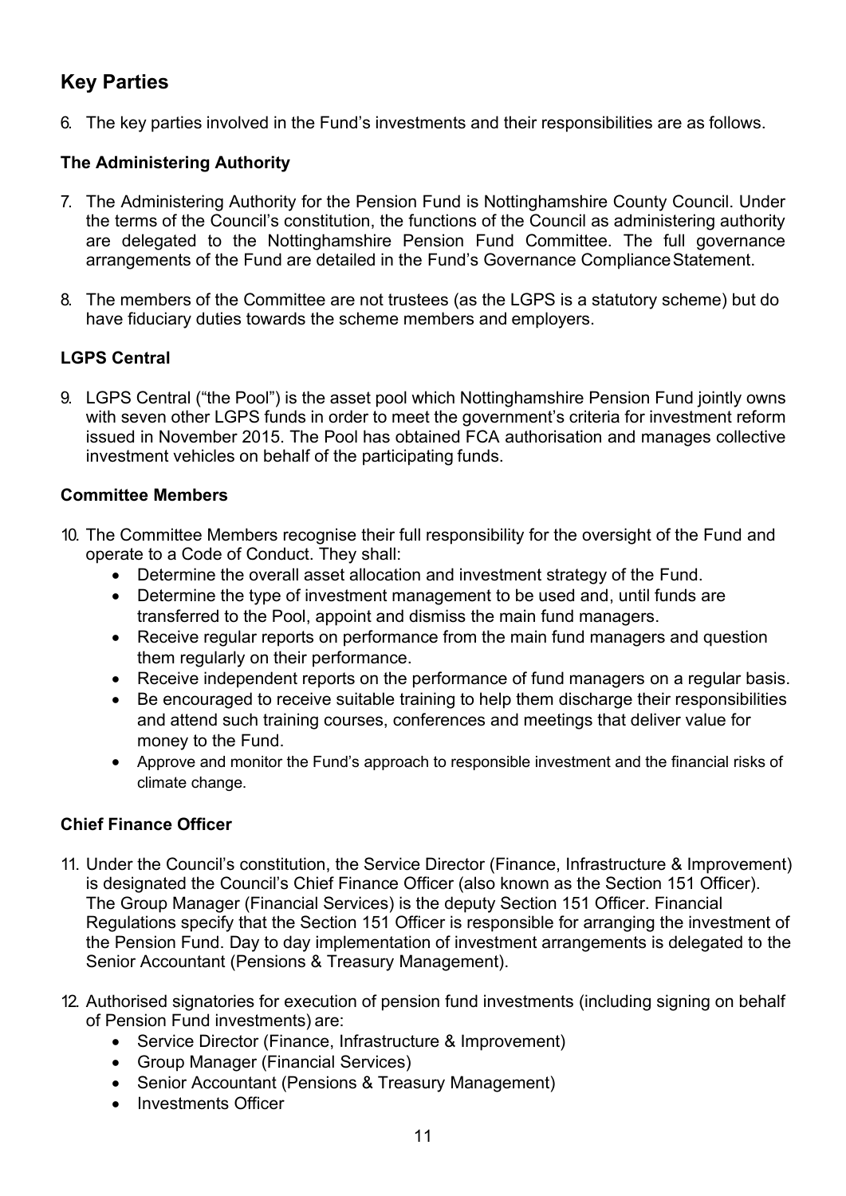## Key Parties

6. The key parties involved in the Fund's investments and their responsibilities are as follows.

### The Administering Authority

7. The Administering Authority for the Pension Fund is Nottinghamshire County Council. Under the terms of the Council's constitution, the functions of the Council as administering authority are delegated to the Nottinghamshire Pension Fund Committee. The full governance arrangements of the Fund are detailed in the Fund's Governance Compliance Statement.

8. The members of the Committee are not trustees (as the LGPS is a statutory scheme) but do have fiduciary duties towards the scheme members and employers.

### LGPS Central

9. LGPS Central ("the Pool") is the asset pool which Nottinghamshire Pension Fund jointly owns with seven other LGPS funds in order to meet the government's criteria for investment reform issued in November 2015. The Pool has obtained FCA authorisation and manages collective investment vehicles on behalf of the participating funds.

### Committee Members

10. The Committee Members recognise their full responsibility for the oversight of the Fund and operate to a Code of Conduct. They shall:
    - Determine the overall asset allocation and investment strategy of the Fund.
    - Determine the type of investment management to be used and, until funds are transferred to the Pool, appoint and dismiss the main fund managers.
    - Receive regular reports on performance from the main fund managers and question them regularly on their performance.
    - Receive independent reports on the performance of fund managers on a regular basis.
    - Be encouraged to receive suitable training to help them discharge their responsibilities and attend such training courses, conferences and meetings that deliver value for money to the Fund.
    - Approve and monitor the Fund's approach to responsible investment and the financial risks of climate change.

### Chief Finance Officer

11. Under the Council's constitution, the Service Director (Finance, Infrastructure & Improvement) is designated the Council's Chief Finance Officer (also known as the Section 151 Officer). The Group Manager (Financial Services) is the deputy Section 151 Officer. Financial Regulations specify that the Section 151 Officer is responsible for arranging the investment of the Pension Fund. Day to day implementation of investment arrangements is delegated to the Senior Accountant (Pensions & Treasury Management).

12. Authorised signatories for execution of pension fund investments (including signing on behalf of Pension Fund investments) are:
    - Service Director (Finance, Infrastructure & Improvement)
    - Group Manager (Financial Services)
    - Senior Accountant (Pensions & Treasury Management)
    - Investments Officer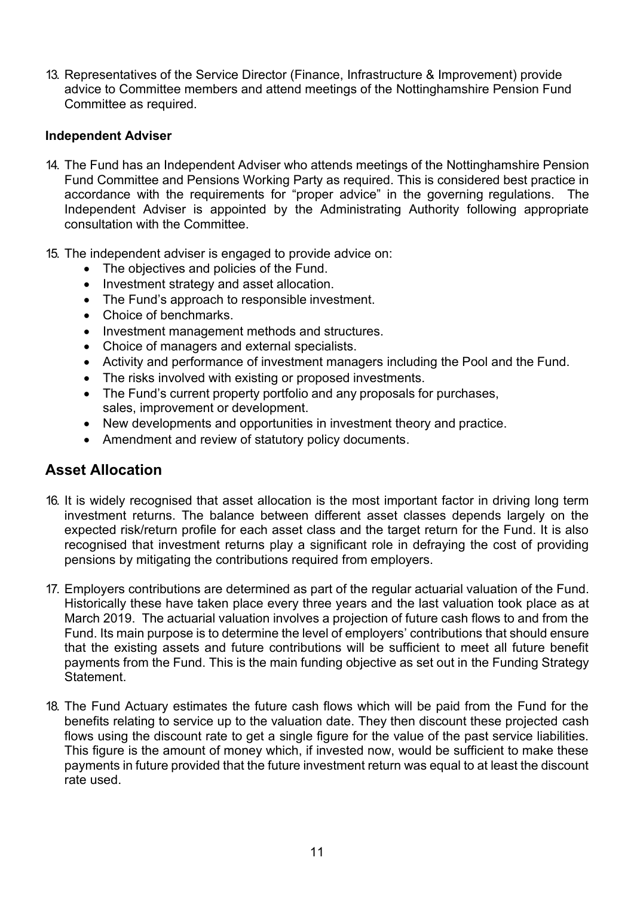13. Representatives of the Service Director (Finance, Infrastructure & Improvement) provide advice to Committee members and attend meetings of the Nottinghamshire Pension Fund Committee as required.

**Independent Adviser**

14. The Fund has an Independent Adviser who attends meetings of the Nottinghamshire Pension Fund Committee and Pensions Working Party as required. This is considered best practice in accordance with the requirements for "proper advice" in the governing regulations. The Independent Adviser is appointed by the Administrating Authority following appropriate consultation with the Committee.

15. The independent adviser is engaged to provide advice on:
    - The objectives and policies of the Fund.
    - Investment strategy and asset allocation.
    - The Fund's approach to responsible investment.
    - Choice of benchmarks.
    - Investment management methods and structures.
    - Choice of managers and external specialists.
    - Activity and performance of investment managers including the Pool and the Fund.
    - The risks involved with existing or proposed investments.
    - The Fund's current property portfolio and any proposals for purchases, sales, improvement or development.
    - New developments and opportunities in investment theory and practice.
    - Amendment and review of statutory policy documents.

## Asset Allocation

16. It is widely recognised that asset allocation is the most important factor in driving long term investment returns. The balance between different asset classes depends largely on the expected risk/return profile for each asset class and the target return for the Fund. It is also recognised that investment returns play a significant role in defraying the cost of providing pensions by mitigating the contributions required from employers.

17. Employers contributions are determined as part of the regular actuarial valuation of the Fund. Historically these have taken place every three years and the last valuation took place as at March 2019. The actuarial valuation involves a projection of future cash flows to and from the Fund. Its main purpose is to determine the level of employers' contributions that should ensure that the existing assets and future contributions will be sufficient to meet all future benefit payments from the Fund. This is the main funding objective as set out in the Funding Strategy Statement.

18. The Fund Actuary estimates the future cash flows which will be paid from the Fund for the benefits relating to service up to the valuation date. They then discount these projected cash flows using the discount rate to get a single figure for the value of the past service liabilities. This figure is the amount of money which, if invested now, would be sufficient to make these payments in future provided that the future investment return was equal to at least the discount rate used.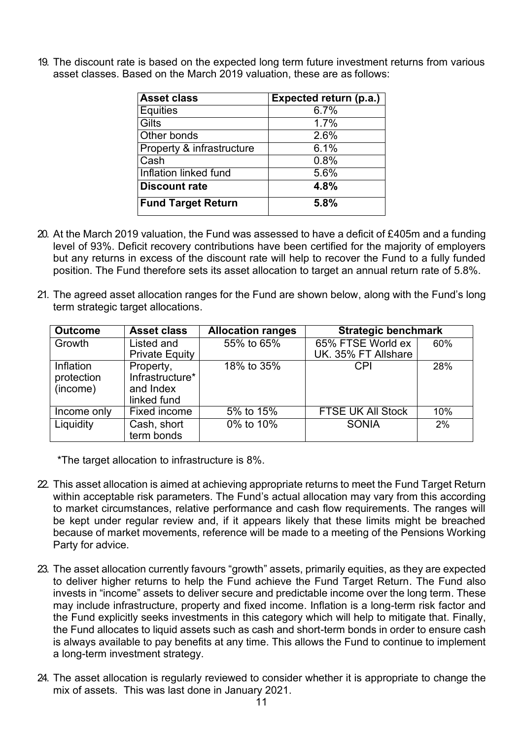19. The discount rate is based on the expected long term future investment returns from various asset classes. Based on the March 2019 valuation, these are as follows:

| Asset class | Expected return (p.a.) |
|---|---|
| Equities | 6.7% |
| Gilts | 1.7% |
| Other bonds | 2.6% |
| Property & infrastructure | 6.1% |
| Cash | 0.8% |
| Inflation linked fund | 5.6% |
| **Discount rate** | **4.8%** |
| **Fund Target Return** | **5.8%** |

20. At the March 2019 valuation, the Fund was assessed to have a deficit of £405m and a funding level of 93%. Deficit recovery contributions have been certified for the majority of employers but any returns in excess of the discount rate will help to recover the Fund to a fully funded position. The Fund therefore sets its asset allocation to target an annual return rate of 5.8%.

21. The agreed asset allocation ranges for the Fund are shown below, along with the Fund's long term strategic target allocations.

| Outcome | Asset class | Allocation ranges | Strategic benchmark | |
|---|---|---|---|---|
| Growth | Listed and Private Equity | 55% to 65% | 65% FTSE World ex UK. 35% FT Allshare | 60% |
| Inflation protection (income) | Property, Infrastructure* and Index linked fund | 18% to 35% | CPI | 28% |
| Income only | Fixed income | 5% to 15% | FTSE UK All Stock | 10% |
| Liquidity | Cash, short term bonds | 0% to 10% | SONIA | 2% |

*The target allocation to infrastructure is 8%.

22. This asset allocation is aimed at achieving appropriate returns to meet the Fund Target Return within acceptable risk parameters. The Fund's actual allocation may vary from this according to market circumstances, relative performance and cash flow requirements. The ranges will be kept under regular review and, if it appears likely that these limits might be breached because of market movements, reference will be made to a meeting of the Pensions Working Party for advice.

23. The asset allocation currently favours "growth" assets, primarily equities, as they are expected to deliver higher returns to help the Fund achieve the Fund Target Return. The Fund also invests in "income" assets to deliver secure and predictable income over the long term. These may include infrastructure, property and fixed income. Inflation is a long-term risk factor and the Fund explicitly seeks investments in this category which will help to mitigate that. Finally, the Fund allocates to liquid assets such as cash and short-term bonds in order to ensure cash is always available to pay benefits at any time. This allows the Fund to continue to implement a long-term investment strategy.

24. The asset allocation is regularly reviewed to consider whether it is appropriate to change the mix of assets. This was last done in January 2021.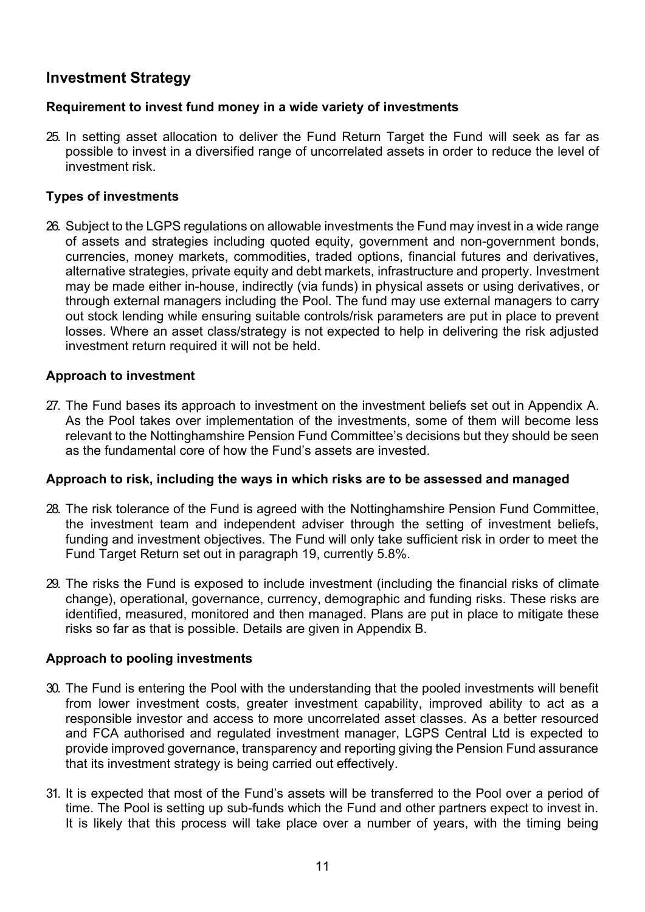## Investment Strategy

### Requirement to invest fund money in a wide variety of investments

25. In setting asset allocation to deliver the Fund Return Target the Fund will seek as far as possible to invest in a diversified range of uncorrelated assets in order to reduce the level of investment risk.

### Types of investments

26. Subject to the LGPS regulations on allowable investments the Fund may invest in a wide range of assets and strategies including quoted equity, government and non-government bonds, currencies, money markets, commodities, traded options, financial futures and derivatives, alternative strategies, private equity and debt markets, infrastructure and property. Investment may be made either in-house, indirectly (via funds) in physical assets or using derivatives, or through external managers including the Pool. The fund may use external managers to carry out stock lending while ensuring suitable controls/risk parameters are put in place to prevent losses. Where an asset class/strategy is not expected to help in delivering the risk adjusted investment return required it will not be held.

### Approach to investment

27. The Fund bases its approach to investment on the investment beliefs set out in Appendix A. As the Pool takes over implementation of the investments, some of them will become less relevant to the Nottinghamshire Pension Fund Committee's decisions but they should be seen as the fundamental core of how the Fund's assets are invested.

### Approach to risk, including the ways in which risks are to be assessed and managed

28. The risk tolerance of the Fund is agreed with the Nottinghamshire Pension Fund Committee, the investment team and independent adviser through the setting of investment beliefs, funding and investment objectives. The Fund will only take sufficient risk in order to meet the Fund Target Return set out in paragraph 19, currently 5.8%.

29. The risks the Fund is exposed to include investment (including the financial risks of climate change), operational, governance, currency, demographic and funding risks. These risks are identified, measured, monitored and then managed. Plans are put in place to mitigate these risks so far as that is possible. Details are given in Appendix B.

### Approach to pooling investments

30. The Fund is entering the Pool with the understanding that the pooled investments will benefit from lower investment costs, greater investment capability, improved ability to act as a responsible investor and access to more uncorrelated asset classes. As a better resourced and FCA authorised and regulated investment manager, LGPS Central Ltd is expected to provide improved governance, transparency and reporting giving the Pension Fund assurance that its investment strategy is being carried out effectively.

31. It is expected that most of the Fund's assets will be transferred to the Pool over a period of time. The Pool is setting up sub-funds which the Fund and other partners expect to invest in. It is likely that this process will take place over a number of years, with the timing being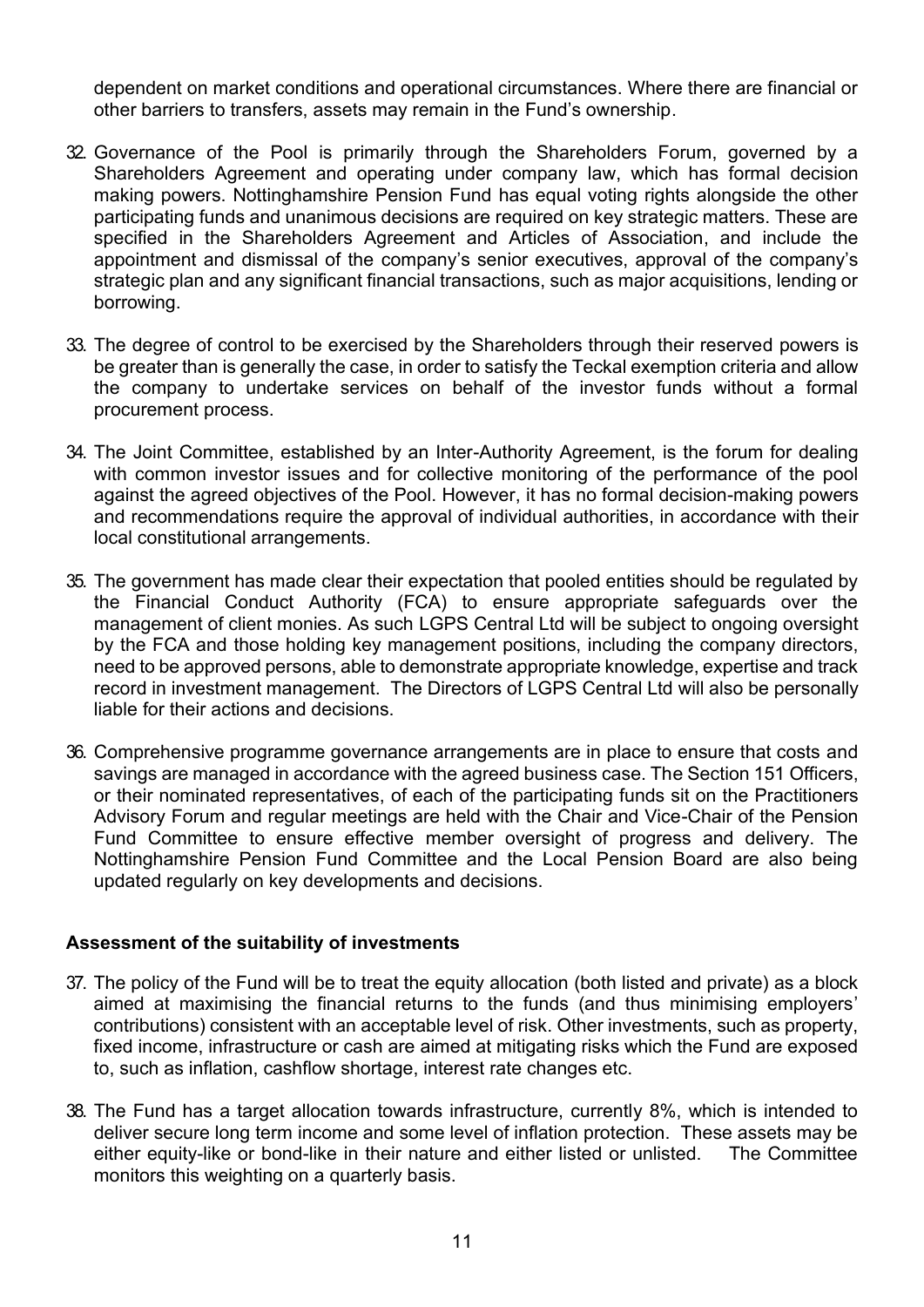dependent on market conditions and operational circumstances. Where there are financial or other barriers to transfers, assets may remain in the Fund's ownership.

32. Governance of the Pool is primarily through the Shareholders Forum, governed by a Shareholders Agreement and operating under company law, which has formal decision making powers. Nottinghamshire Pension Fund has equal voting rights alongside the other participating funds and unanimous decisions are required on key strategic matters. These are specified in the Shareholders Agreement and Articles of Association, and include the appointment and dismissal of the company's senior executives, approval of the company's strategic plan and any significant financial transactions, such as major acquisitions, lending or borrowing.

33. The degree of control to be exercised by the Shareholders through their reserved powers is be greater than is generally the case, in order to satisfy the Teckal exemption criteria and allow the company to undertake services on behalf of the investor funds without a formal procurement process.

34. The Joint Committee, established by an Inter-Authority Agreement, is the forum for dealing with common investor issues and for collective monitoring of the performance of the pool against the agreed objectives of the Pool. However, it has no formal decision-making powers and recommendations require the approval of individual authorities, in accordance with their local constitutional arrangements.

35. The government has made clear their expectation that pooled entities should be regulated by the Financial Conduct Authority (FCA) to ensure appropriate safeguards over the management of client monies. As such LGPS Central Ltd will be subject to ongoing oversight by the FCA and those holding key management positions, including the company directors, need to be approved persons, able to demonstrate appropriate knowledge, expertise and track record in investment management. The Directors of LGPS Central Ltd will also be personally liable for their actions and decisions.

36. Comprehensive programme governance arrangements are in place to ensure that costs and savings are managed in accordance with the agreed business case. The Section 151 Officers, or their nominated representatives, of each of the participating funds sit on the Practitioners Advisory Forum and regular meetings are held with the Chair and Vice-Chair of the Pension Fund Committee to ensure effective member oversight of progress and delivery. The Nottinghamshire Pension Fund Committee and the Local Pension Board are also being updated regularly on key developments and decisions.

**Assessment of the suitability of investments**

37. The policy of the Fund will be to treat the equity allocation (both listed and private) as a block aimed at maximising the financial returns to the funds (and thus minimising employers' contributions) consistent with an acceptable level of risk. Other investments, such as property, fixed income, infrastructure or cash are aimed at mitigating risks which the Fund are exposed to, such as inflation, cashflow shortage, interest rate changes etc.

38. The Fund has a target allocation towards infrastructure, currently 8%, which is intended to deliver secure long term income and some level of inflation protection. These assets may be either equity-like or bond-like in their nature and either listed or unlisted. The Committee monitors this weighting on a quarterly basis.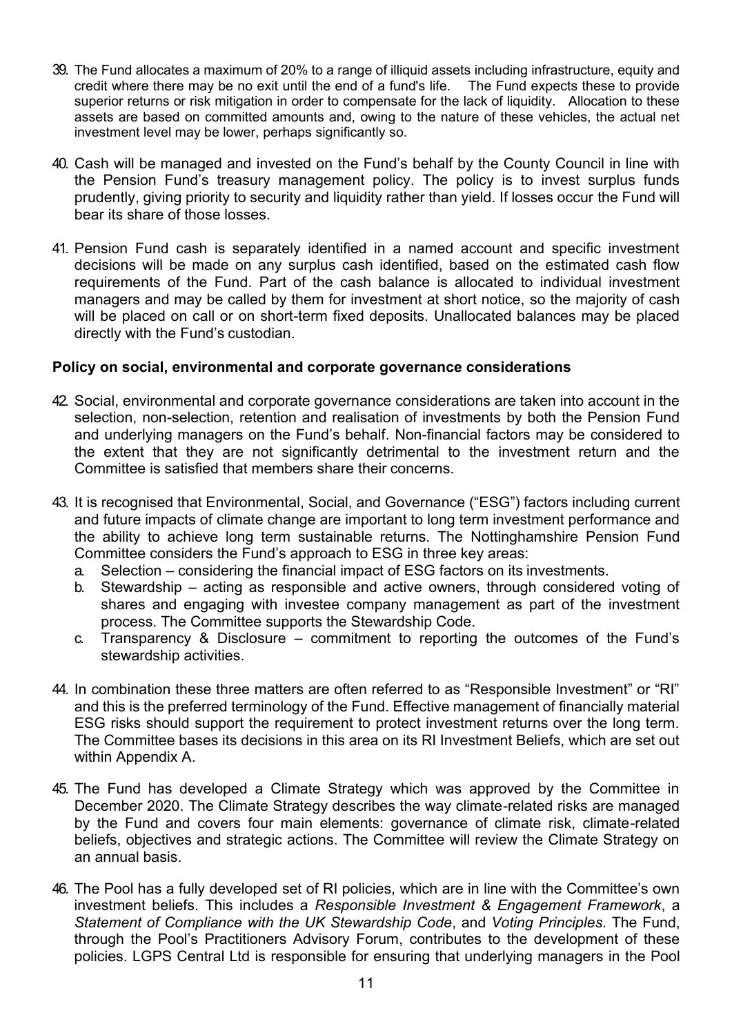39. The Fund allocates a maximum of 20% to a range of illiquid assets including infrastructure, equity and credit where there may be no exit until the end of a fund's life. The Fund expects these to provide superior returns or risk mitigation in order to compensate for the lack of liquidity. Allocation to these assets are based on committed amounts and, owing to the nature of these vehicles, the actual net investment level may be lower, perhaps significantly so.

40. Cash will be managed and invested on the Fund's behalf by the County Council in line with the Pension Fund's treasury management policy. The policy is to invest surplus funds prudently, giving priority to security and liquidity rather than yield. If losses occur the Fund will bear its share of those losses.

41. Pension Fund cash is separately identified in a named account and specific investment decisions will be made on any surplus cash identified, based on the estimated cash flow requirements of the Fund. Part of the cash balance is allocated to individual investment managers and may be called by them for investment at short notice, so the majority of cash will be placed on call or on short-term fixed deposits. Unallocated balances may be placed directly with the Fund's custodian.

**Policy on social, environmental and corporate governance considerations**

42. Social, environmental and corporate governance considerations are taken into account in the selection, non-selection, retention and realisation of investments by both the Pension Fund and underlying managers on the Fund's behalf. Non-financial factors may be considered to the extent that they are not significantly detrimental to the investment return and the Committee is satisfied that members share their concerns.

43. It is recognised that Environmental, Social, and Governance ("ESG") factors including current and future impacts of climate change are important to long term investment performance and the ability to achieve long term sustainable returns. The Nottinghamshire Pension Fund Committee considers the Fund's approach to ESG in three key areas:
    a. Selection – considering the financial impact of ESG factors on its investments.
    b. Stewardship – acting as responsible and active owners, through considered voting of shares and engaging with investee company management as part of the investment process. The Committee supports the Stewardship Code.
    c. Transparency & Disclosure – commitment to reporting the outcomes of the Fund's stewardship activities.

44. In combination these three matters are often referred to as "Responsible Investment" or "RI" and this is the preferred terminology of the Fund. Effective management of financially material ESG risks should support the requirement to protect investment returns over the long term. The Committee bases its decisions in this area on its RI Investment Beliefs, which are set out within Appendix A.

45. The Fund has developed a Climate Strategy which was approved by the Committee in December 2020. The Climate Strategy describes the way climate-related risks are managed by the Fund and covers four main elements: governance of climate risk, climate-related beliefs, objectives and strategic actions. The Committee will review the Climate Strategy on an annual basis.

46. The Pool has a fully developed set of RI policies, which are in line with the Committee's own investment beliefs. This includes a *Responsible Investment & Engagement Framework*, a *Statement of Compliance with the UK Stewardship Code*, and *Voting Principles*. The Fund, through the Pool's Practitioners Advisory Forum, contributes to the development of these policies. LGPS Central Ltd is responsible for ensuring that underlying managers in the Pool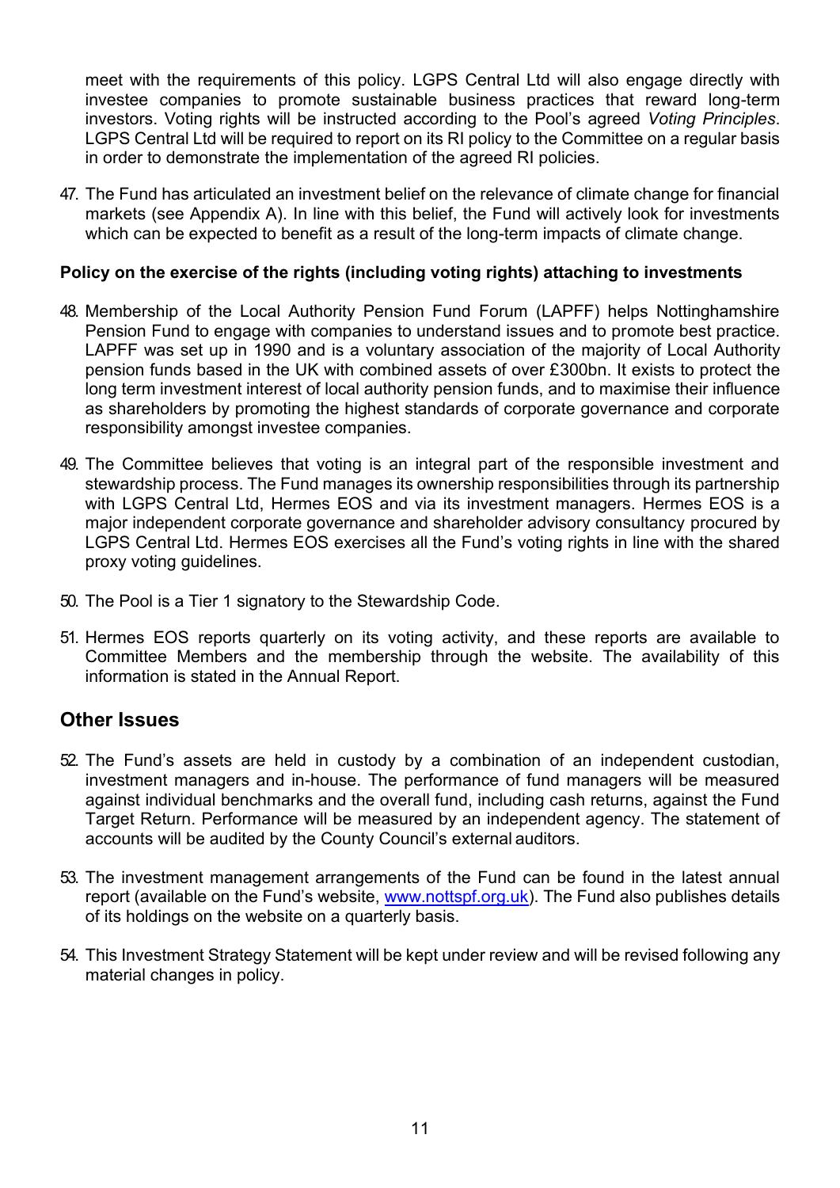meet with the requirements of this policy. LGPS Central Ltd will also engage directly with investee companies to promote sustainable business practices that reward long-term investors. Voting rights will be instructed according to the Pool's agreed *Voting Principles*. LGPS Central Ltd will be required to report on its RI policy to the Committee on a regular basis in order to demonstrate the implementation of the agreed RI policies.

47. The Fund has articulated an investment belief on the relevance of climate change for financial markets (see Appendix A). In line with this belief, the Fund will actively look for investments which can be expected to benefit as a result of the long-term impacts of climate change.

**Policy on the exercise of the rights (including voting rights) attaching to investments**

48. Membership of the Local Authority Pension Fund Forum (LAPFF) helps Nottinghamshire Pension Fund to engage with companies to understand issues and to promote best practice. LAPFF was set up in 1990 and is a voluntary association of the majority of Local Authority pension funds based in the UK with combined assets of over £300bn. It exists to protect the long term investment interest of local authority pension funds, and to maximise their influence as shareholders by promoting the highest standards of corporate governance and corporate responsibility amongst investee companies.

49. The Committee believes that voting is an integral part of the responsible investment and stewardship process. The Fund manages its ownership responsibilities through its partnership with LGPS Central Ltd, Hermes EOS and via its investment managers. Hermes EOS is a major independent corporate governance and shareholder advisory consultancy procured by LGPS Central Ltd. Hermes EOS exercises all the Fund's voting rights in line with the shared proxy voting guidelines.

50. The Pool is a Tier 1 signatory to the Stewardship Code.

51. Hermes EOS reports quarterly on its voting activity, and these reports are available to Committee Members and the membership through the website. The availability of this information is stated in the Annual Report.

## Other Issues

52. The Fund's assets are held in custody by a combination of an independent custodian, investment managers and in-house. The performance of fund managers will be measured against individual benchmarks and the overall fund, including cash returns, against the Fund Target Return. Performance will be measured by an independent agency. The statement of accounts will be audited by the County Council's external auditors.

53. The investment management arrangements of the Fund can be found in the latest annual report (available on the Fund's website, [www.nottspf.org.uk](http://www.nottspf.org.uk)). The Fund also publishes details of its holdings on the website on a quarterly basis.

54. This Investment Strategy Statement will be kept under review and will be revised following any material changes in policy.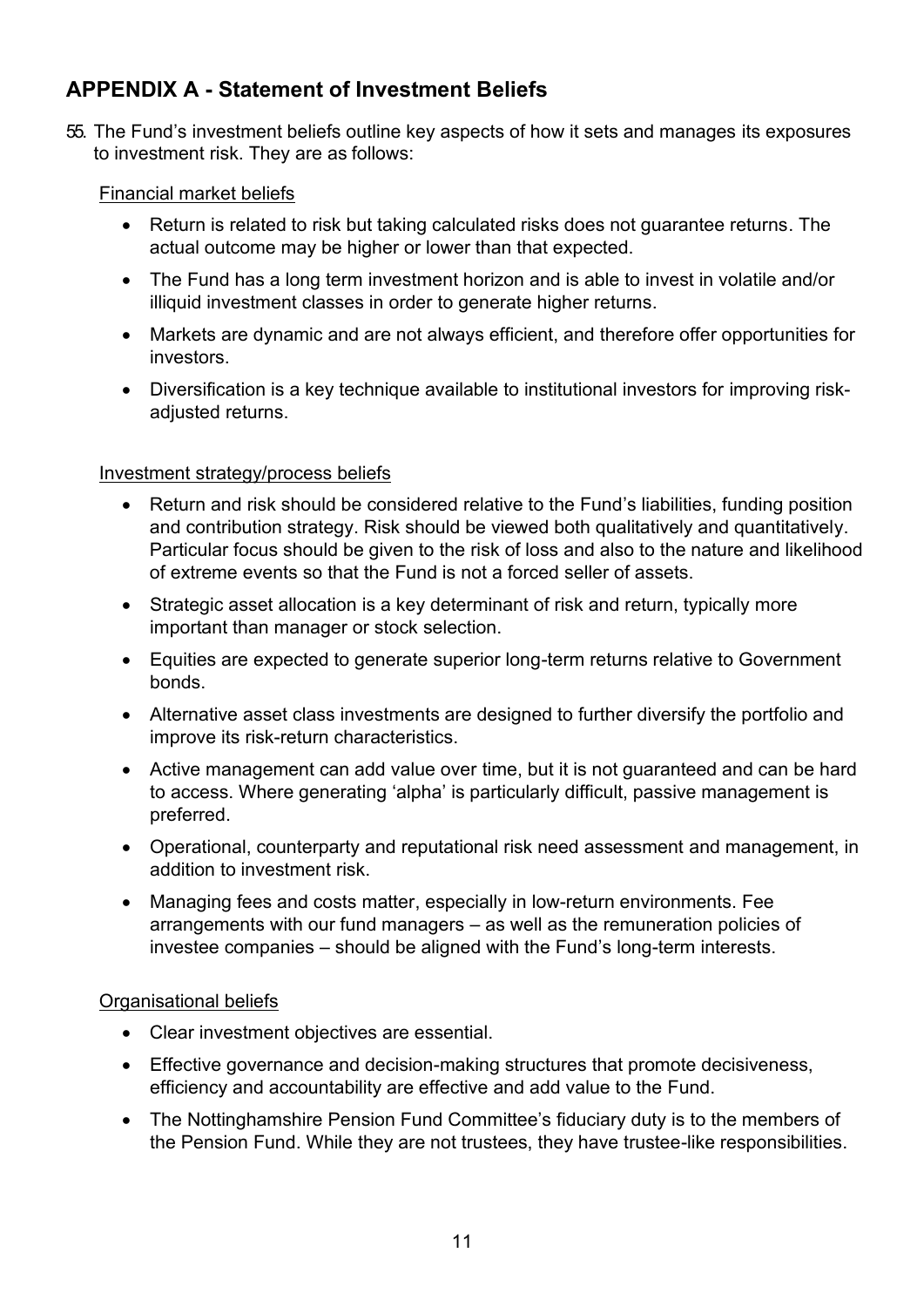## APPENDIX A - Statement of Investment Beliefs

55. The Fund's investment beliefs outline key aspects of how it sets and manages its exposures to investment risk. They are as follows:

Financial market beliefs

- Return is related to risk but taking calculated risks does not guarantee returns. The actual outcome may be higher or lower than that expected.
- The Fund has a long term investment horizon and is able to invest in volatile and/or illiquid investment classes in order to generate higher returns.
- Markets are dynamic and are not always efficient, and therefore offer opportunities for investors.
- Diversification is a key technique available to institutional investors for improving risk-adjusted returns.

Investment strategy/process beliefs

- Return and risk should be considered relative to the Fund's liabilities, funding position and contribution strategy. Risk should be viewed both qualitatively and quantitatively. Particular focus should be given to the risk of loss and also to the nature and likelihood of extreme events so that the Fund is not a forced seller of assets.
- Strategic asset allocation is a key determinant of risk and return, typically more important than manager or stock selection.
- Equities are expected to generate superior long-term returns relative to Government bonds.
- Alternative asset class investments are designed to further diversify the portfolio and improve its risk-return characteristics.
- Active management can add value over time, but it is not guaranteed and can be hard to access. Where generating 'alpha' is particularly difficult, passive management is preferred.
- Operational, counterparty and reputational risk need assessment and management, in addition to investment risk.
- Managing fees and costs matter, especially in low-return environments. Fee arrangements with our fund managers – as well as the remuneration policies of investee companies – should be aligned with the Fund's long-term interests.

Organisational beliefs

- Clear investment objectives are essential.
- Effective governance and decision-making structures that promote decisiveness, efficiency and accountability are effective and add value to the Fund.
- The Nottinghamshire Pension Fund Committee's fiduciary duty is to the members of the Pension Fund. While they are not trustees, they have trustee-like responsibilities.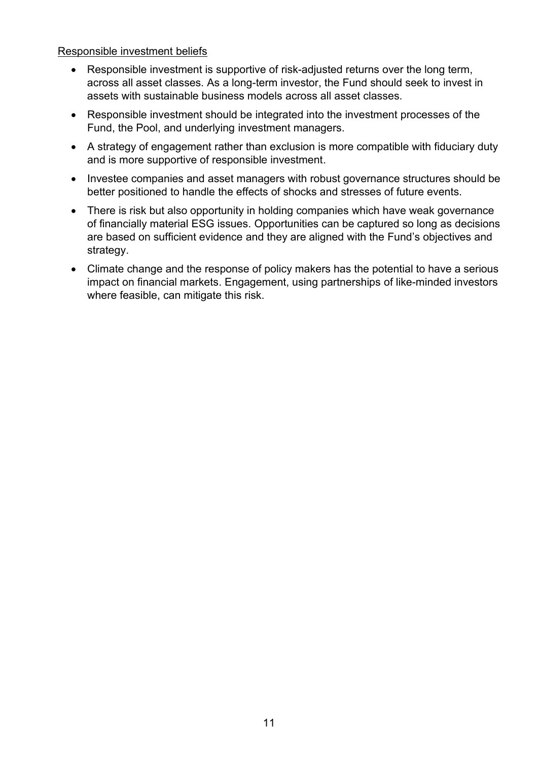Responsible investment beliefs

- Responsible investment is supportive of risk-adjusted returns over the long term, across all asset classes. As a long-term investor, the Fund should seek to invest in assets with sustainable business models across all asset classes.
- Responsible investment should be integrated into the investment processes of the Fund, the Pool, and underlying investment managers.
- A strategy of engagement rather than exclusion is more compatible with fiduciary duty and is more supportive of responsible investment.
- Investee companies and asset managers with robust governance structures should be better positioned to handle the effects of shocks and stresses of future events.
- There is risk but also opportunity in holding companies which have weak governance of financially material ESG issues. Opportunities can be captured so long as decisions are based on sufficient evidence and they are aligned with the Fund's objectives and strategy.
- Climate change and the response of policy makers has the potential to have a serious impact on financial markets. Engagement, using partnerships of like-minded investors where feasible, can mitigate this risk.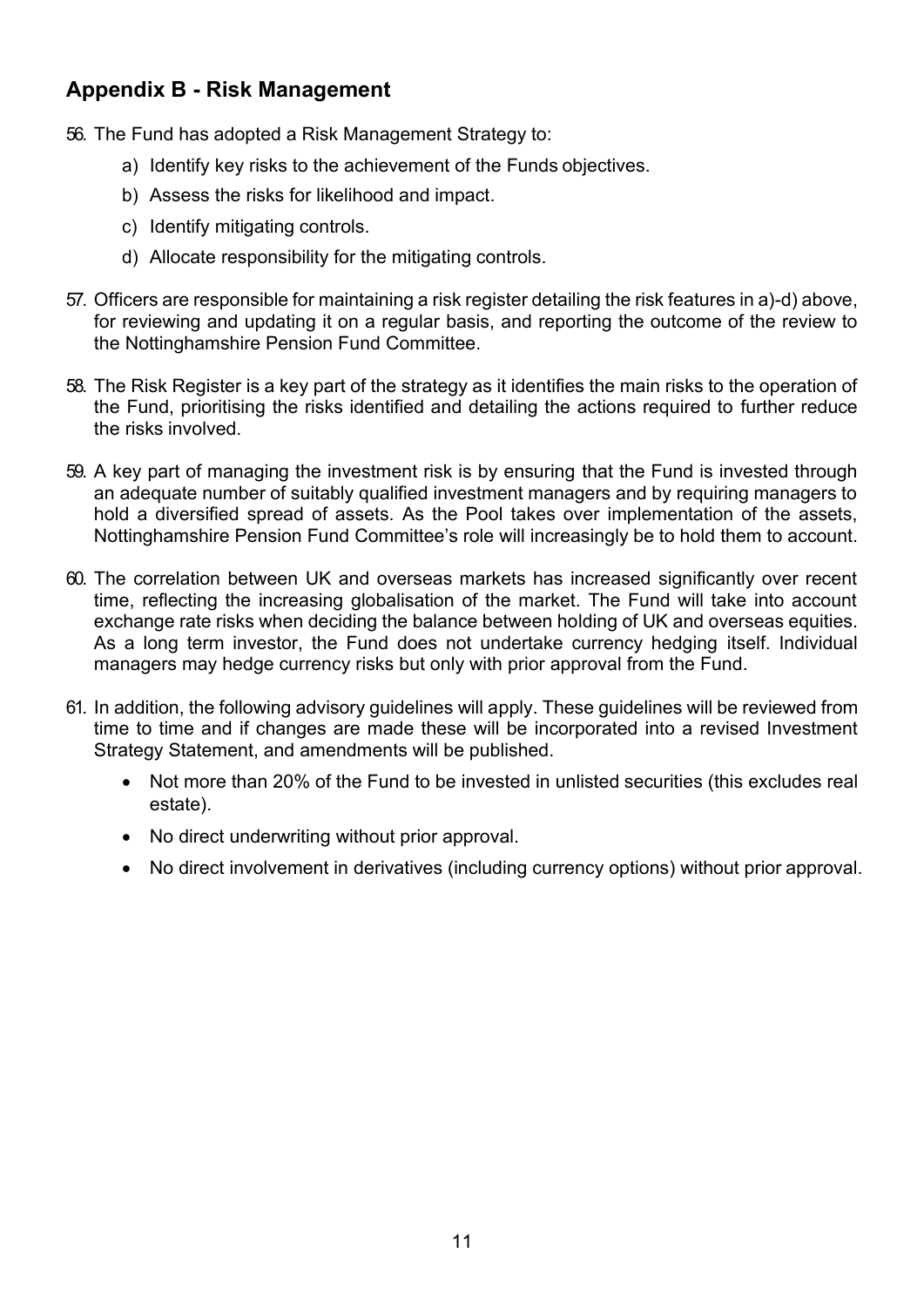## Appendix B - Risk Management

56. The Fund has adopted a Risk Management Strategy to:
    a) Identify key risks to the achievement of the Funds objectives.
    b) Assess the risks for likelihood and impact.
    c) Identify mitigating controls.
    d) Allocate responsibility for the mitigating controls.

57. Officers are responsible for maintaining a risk register detailing the risk features in a)-d) above, for reviewing and updating it on a regular basis, and reporting the outcome of the review to the Nottinghamshire Pension Fund Committee.

58. The Risk Register is a key part of the strategy as it identifies the main risks to the operation of the Fund, prioritising the risks identified and detailing the actions required to further reduce the risks involved.

59. A key part of managing the investment risk is by ensuring that the Fund is invested through an adequate number of suitably qualified investment managers and by requiring managers to hold a diversified spread of assets. As the Pool takes over implementation of the assets, Nottinghamshire Pension Fund Committee's role will increasingly be to hold them to account.

60. The correlation between UK and overseas markets has increased significantly over recent time, reflecting the increasing globalisation of the market. The Fund will take into account exchange rate risks when deciding the balance between holding of UK and overseas equities. As a long term investor, the Fund does not undertake currency hedging itself. Individual managers may hedge currency risks but only with prior approval from the Fund.

61. In addition, the following advisory guidelines will apply. These guidelines will be reviewed from time to time and if changes are made these will be incorporated into a revised Investment Strategy Statement, and amendments will be published.
    - Not more than 20% of the Fund to be invested in unlisted securities (this excludes real estate).
    - No direct underwriting without prior approval.
    - No direct involvement in derivatives (including currency options) without prior approval.